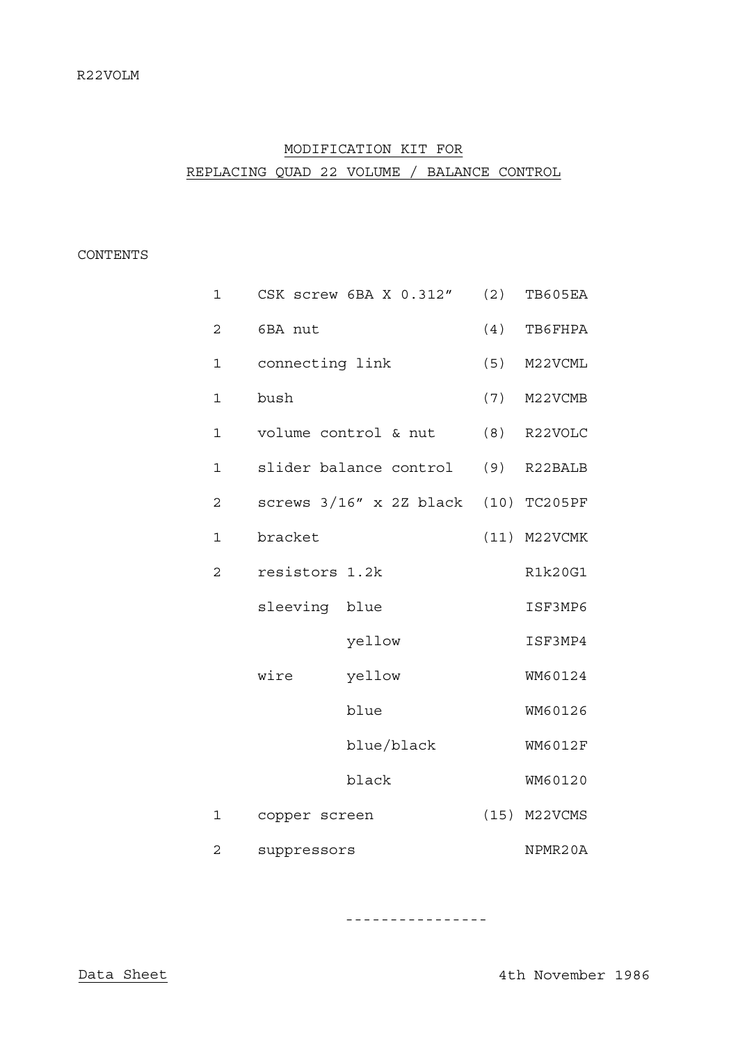R22VOLM

# MODIFICATION KIT FOR
# REPLACING QUAD 22 VOLUME / BALANCE CONTROL

CONTENTS

| | | | | |
|---|---|---|---|---|
| 1 | CSK screw 6BA X 0.312" | | (2) | TB605EA |
| 2 | 6BA nut | | (4) | TB6FHPA |
| 1 | connecting link | | (5) | M22VCML |
| 1 | bush | | (7) | M22VCMB |
| 1 | volume control & nut | | (8) | R22VOLC |
| 1 | slider balance control | | (9) | R22BALB |
| 2 | screws 3/16" x 2Z black | | (10) | TC205PF |
| 1 | bracket | | (11) | M22VCMK |
| 2 | resistors 1.2k | | | R1k20G1 |
| | sleeving | blue | | ISF3MP6 |
| | | yellow | | ISF3MP4 |
| | wire | yellow | | WM60124 |
| | | blue | | WM60126 |
| | | blue/black | | WM6012F |
| | | black | | WM60120 |
| 1 | copper screen | | (15) | M22VCMS |
| 2 | suppressors | | | NPMR20A |

----------------

Data Sheet 4th November 1986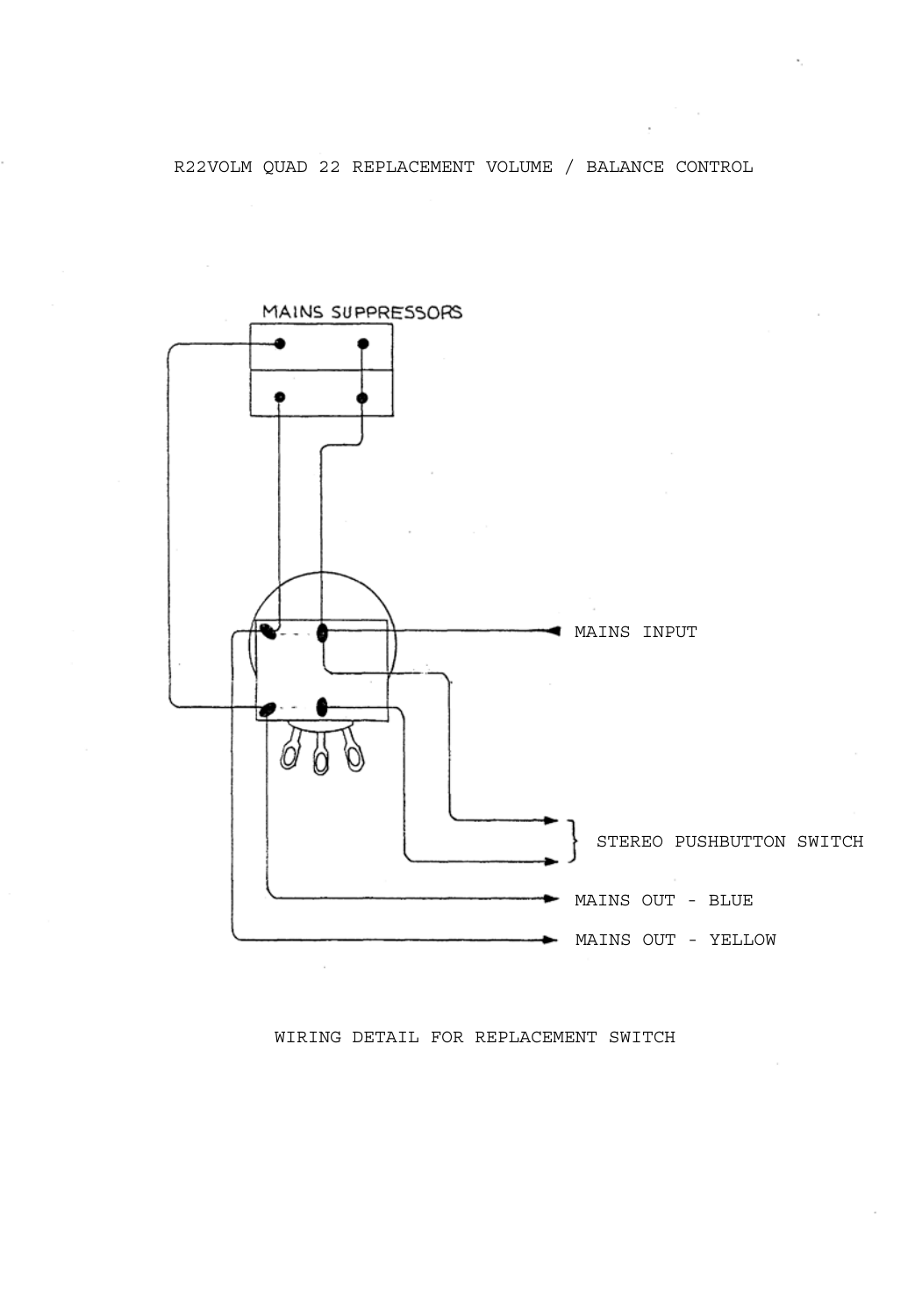R22VOLM QUAD 22 REPLACEMENT VOLUME / BALANCE CONTROL

MAINS SUPPRESSORS

MAINS INPUT

STEREO PUSHBUTTON SWITCH

MAINS OUT - BLUE

MAINS OUT - YELLOW

WIRING DETAIL FOR REPLACEMENT SWITCH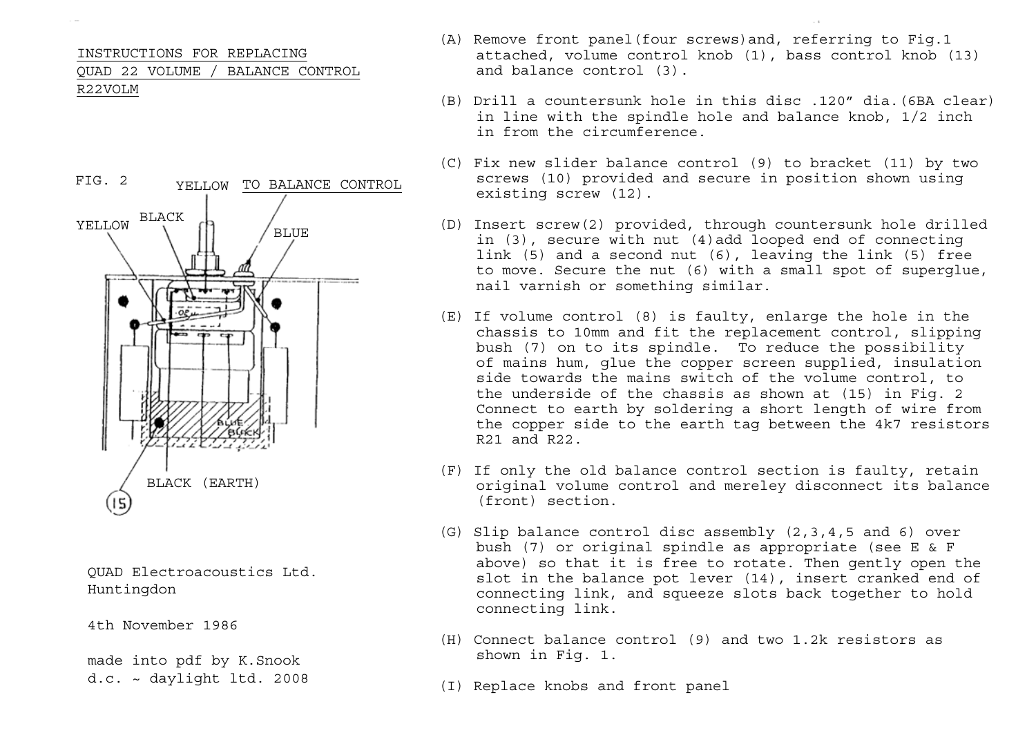INSTRUCTIONS FOR REPLACING
QUAD 22 VOLUME / BALANCE CONTROL
R22VOLM

FIG. 2

YELLOW TO BALANCE CONTROL

YELLOW BLACK BLUE

BLACK (EARTH)

(15)

QUAD Electroacoustics Ltd.
Huntingdon

4th November 1986

made into pdf by K.Snook
d.c. ~ daylight ltd. 2008

(A) Remove front panel(four screws)and, referring to Fig.1 attached, volume control knob (1), bass control knob (13) and balance control (3).

(B) Drill a countersunk hole in this disc .120" dia.(6BA clear) in line with the spindle hole and balance knob, 1/2 inch in from the circumference.

(C) Fix new slider balance control (9) to bracket (11) by two screws (10) provided and secure in position shown using existing screw (12).

(D) Insert screw(2) provided, through countersunk hole drilled in (3), secure with nut (4)add looped end of connecting link (5) and a second nut (6), leaving the link (5) free to move. Secure the nut (6) with a small spot of superglue, nail varnish or something similar.

(E) If volume control (8) is faulty, enlarge the hole in the chassis to 10mm and fit the replacement control, slipping bush (7) on to its spindle. To reduce the possibility of mains hum, glue the copper screen supplied, insulation side towards the mains switch of the volume control, to the underside of the chassis as shown at (15) in Fig. 2 Connect to earth by soldering a short length of wire from the copper side to the earth tag between the 4k7 resistors R21 and R22.

(F) If only the old balance control section is faulty, retain original volume control and mereley disconnect its balance (front) section.

(G) Slip balance control disc assembly (2,3,4,5 and 6) over bush (7) or original spindle as appropriate (see E & F above) so that it is free to rotate. Then gently open the slot in the balance pot lever (14), insert cranked end of connecting link, and squeeze slots back together to hold connecting link.

(H) Connect balance control (9) and two 1.2k resistors as shown in Fig. 1.

(I) Replace knobs and front panel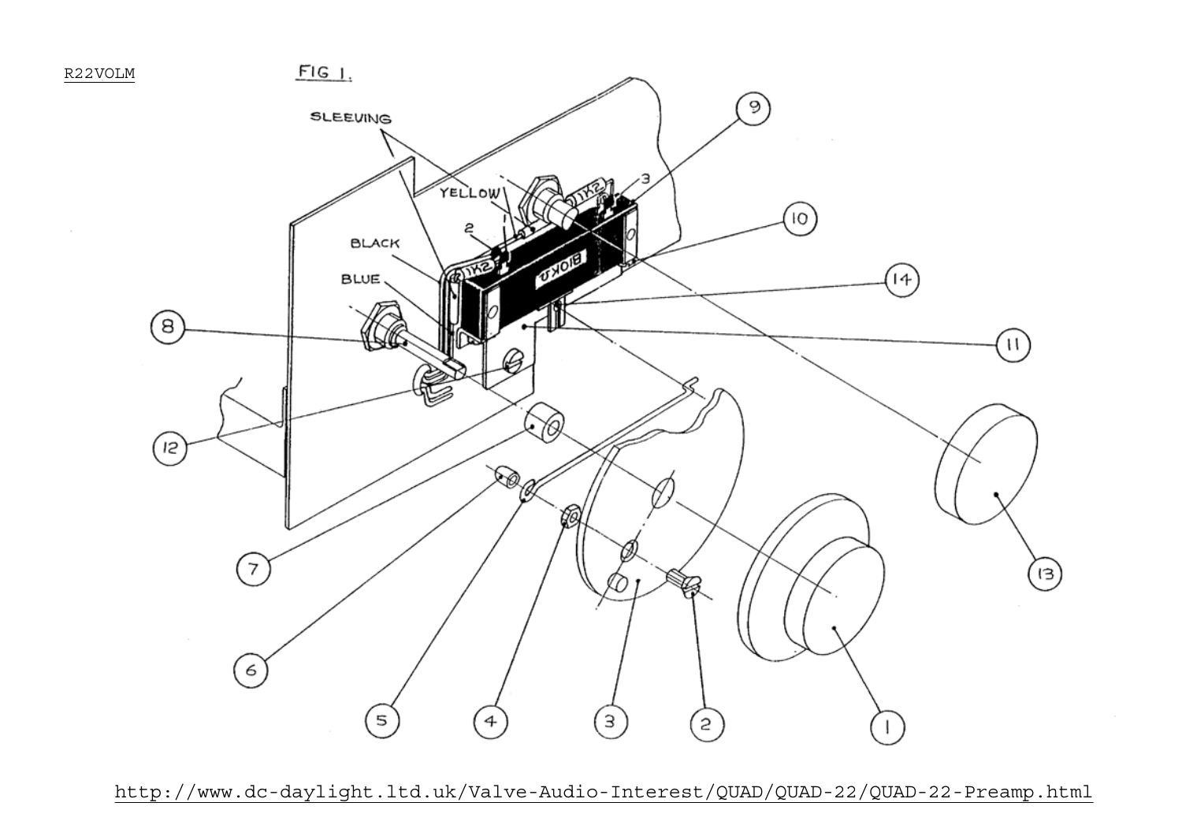R22VOLM

FIG 1.

SLEEVING

YELLOW

BLACK

BLUE

1

2

3

1K2

1K2

1

2

3

4

5

6

7

8

9

10

11

12

13

14